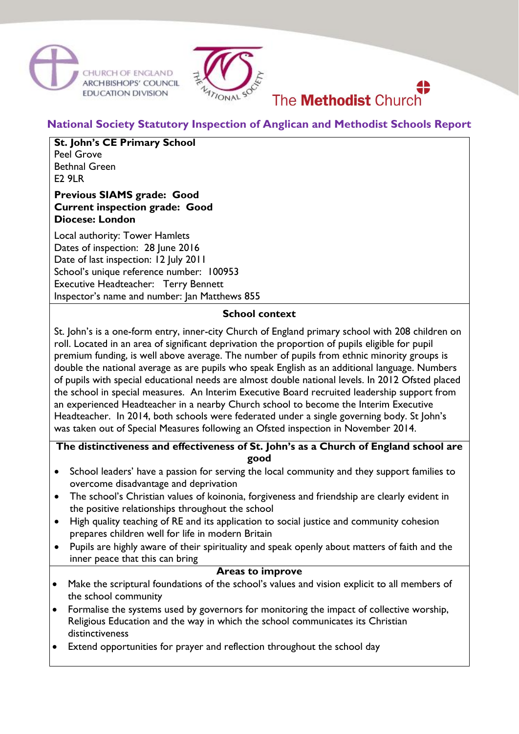CHURCH OF ENGLAND ARCHBISHOPS' COUNCIL EDUCATION DIVISION

THE NATIONAL SOCIETY

The **Methodist** Church

# National Society Statutory Inspection of Anglican and Methodist Schools Report

**St. John's CE Primary School**
Peel Grove
Bethnal Green
E2 9LR

**Previous SIAMS grade: Good**
**Current inspection grade: Good**
**Diocese: London**

Local authority: Tower Hamlets
Dates of inspection: 28 June 2016
Date of last inspection: 12 July 2011
School's unique reference number: 100953
Executive Headteacher: Terry Bennett
Inspector's name and number: Jan Matthews 855

## School context

St. John's is a one-form entry, inner-city Church of England primary school with 208 children on roll. Located in an area of significant deprivation the proportion of pupils eligible for pupil premium funding, is well above average. The number of pupils from ethnic minority groups is double the national average as are pupils who speak English as an additional language. Numbers of pupils with special educational needs are almost double national levels. In 2012 Ofsted placed the school in special measures. An Interim Executive Board recruited leadership support from an experienced Headteacher in a nearby Church school to become the Interim Executive Headteacher. In 2014, both schools were federated under a single governing body. St John's was taken out of Special Measures following an Ofsted inspection in November 2014.

## The distinctiveness and effectiveness of St. John's as a Church of England school are good

- School leaders' have a passion for serving the local community and they support families to overcome disadvantage and deprivation
- The school's Christian values of koinonia, forgiveness and friendship are clearly evident in the positive relationships throughout the school
- High quality teaching of RE and its application to social justice and community cohesion prepares children well for life in modern Britain
- Pupils are highly aware of their spirituality and speak openly about matters of faith and the inner peace that this can bring

## Areas to improve

- Make the scriptural foundations of the school's values and vision explicit to all members of the school community
- Formalise the systems used by governors for monitoring the impact of collective worship, Religious Education and the way in which the school communicates its Christian distinctiveness
- Extend opportunities for prayer and reflection throughout the school day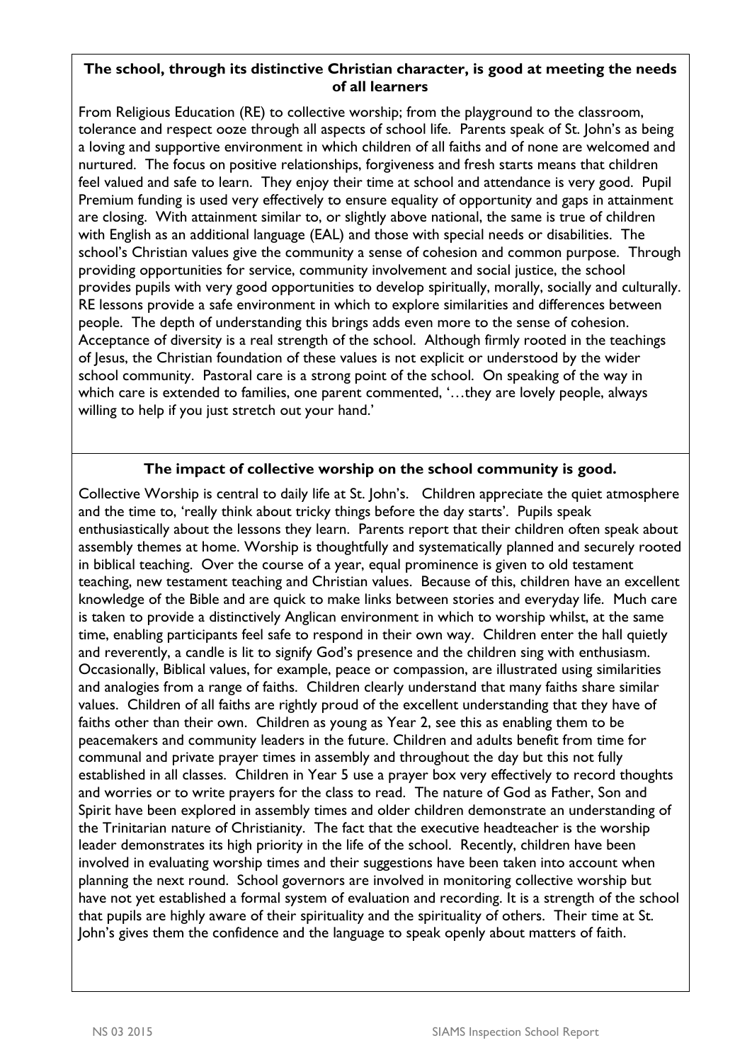### The school, through its distinctive Christian character, is good at meeting the needs of all learners

From Religious Education (RE) to collective worship; from the playground to the classroom, tolerance and respect ooze through all aspects of school life. Parents speak of St. John's as being a loving and supportive environment in which children of all faiths and of none are welcomed and nurtured. The focus on positive relationships, forgiveness and fresh starts means that children feel valued and safe to learn. They enjoy their time at school and attendance is very good. Pupil Premium funding is used very effectively to ensure equality of opportunity and gaps in attainment are closing. With attainment similar to, or slightly above national, the same is true of children with English as an additional language (EAL) and those with special needs or disabilities. The school's Christian values give the community a sense of cohesion and common purpose. Through providing opportunities for service, community involvement and social justice, the school provides pupils with very good opportunities to develop spiritually, morally, socially and culturally. RE lessons provide a safe environment in which to explore similarities and differences between people. The depth of understanding this brings adds even more to the sense of cohesion. Acceptance of diversity is a real strength of the school. Although firmly rooted in the teachings of Jesus, the Christian foundation of these values is not explicit or understood by the wider school community. Pastoral care is a strong point of the school. On speaking of the way in which care is extended to families, one parent commented, '…they are lovely people, always willing to help if you just stretch out your hand.'

### The impact of collective worship on the school community is good.

Collective Worship is central to daily life at St. John's. Children appreciate the quiet atmosphere and the time to, 'really think about tricky things before the day starts'. Pupils speak enthusiastically about the lessons they learn. Parents report that their children often speak about assembly themes at home. Worship is thoughtfully and systematically planned and securely rooted in biblical teaching. Over the course of a year, equal prominence is given to old testament teaching, new testament teaching and Christian values. Because of this, children have an excellent knowledge of the Bible and are quick to make links between stories and everyday life. Much care is taken to provide a distinctively Anglican environment in which to worship whilst, at the same time, enabling participants feel safe to respond in their own way. Children enter the hall quietly and reverently, a candle is lit to signify God's presence and the children sing with enthusiasm. Occasionally, Biblical values, for example, peace or compassion, are illustrated using similarities and analogies from a range of faiths. Children clearly understand that many faiths share similar values. Children of all faiths are rightly proud of the excellent understanding that they have of faiths other than their own. Children as young as Year 2, see this as enabling them to be peacemakers and community leaders in the future. Children and adults benefit from time for communal and private prayer times in assembly and throughout the day but this not fully established in all classes. Children in Year 5 use a prayer box very effectively to record thoughts and worries or to write prayers for the class to read. The nature of God as Father, Son and Spirit have been explored in assembly times and older children demonstrate an understanding of the Trinitarian nature of Christianity. The fact that the executive headteacher is the worship leader demonstrates its high priority in the life of the school. Recently, children have been involved in evaluating worship times and their suggestions have been taken into account when planning the next round. School governors are involved in monitoring collective worship but have not yet established a formal system of evaluation and recording. It is a strength of the school that pupils are highly aware of their spirituality and the spirituality of others. Their time at St. John's gives them the confidence and the language to speak openly about matters of faith.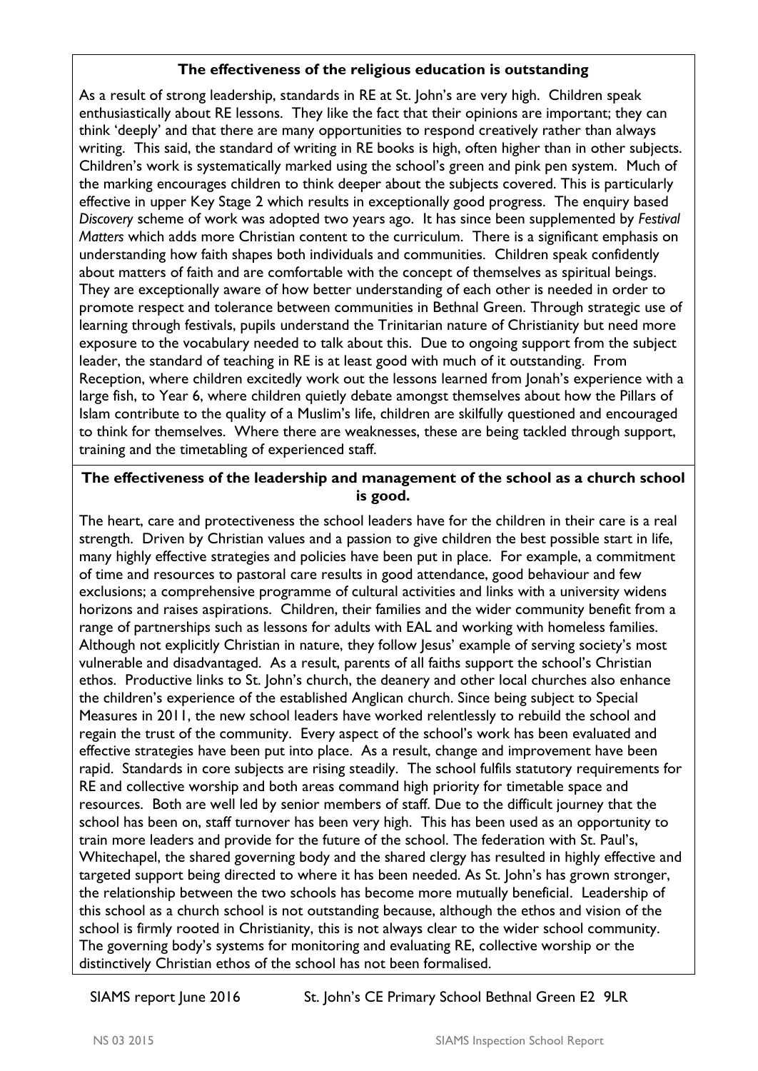**The effectiveness of the religious education is outstanding**

As a result of strong leadership, standards in RE at St. John's are very high. Children speak enthusiastically about RE lessons. They like the fact that their opinions are important; they can think 'deeply' and that there are many opportunities to respond creatively rather than always writing. This said, the standard of writing in RE books is high, often higher than in other subjects. Children's work is systematically marked using the school's green and pink pen system. Much of the marking encourages children to think deeper about the subjects covered. This is particularly effective in upper Key Stage 2 which results in exceptionally good progress. The enquiry based *Discovery* scheme of work was adopted two years ago. It has since been supplemented by *Festival Matters* which adds more Christian content to the curriculum. There is a significant emphasis on understanding how faith shapes both individuals and communities. Children speak confidently about matters of faith and are comfortable with the concept of themselves as spiritual beings. They are exceptionally aware of how better understanding of each other is needed in order to promote respect and tolerance between communities in Bethnal Green. Through strategic use of learning through festivals, pupils understand the Trinitarian nature of Christianity but need more exposure to the vocabulary needed to talk about this. Due to ongoing support from the subject leader, the standard of teaching in RE is at least good with much of it outstanding. From Reception, where children excitedly work out the lessons learned from Jonah's experience with a large fish, to Year 6, where children quietly debate amongst themselves about how the Pillars of Islam contribute to the quality of a Muslim's life, children are skilfully questioned and encouraged to think for themselves. Where there are weaknesses, these are being tackled through support, training and the timetabling of experienced staff.

**The effectiveness of the leadership and management of the school as a church school is good.**

The heart, care and protectiveness the school leaders have for the children in their care is a real strength. Driven by Christian values and a passion to give children the best possible start in life, many highly effective strategies and policies have been put in place. For example, a commitment of time and resources to pastoral care results in good attendance, good behaviour and few exclusions; a comprehensive programme of cultural activities and links with a university widens horizons and raises aspirations. Children, their families and the wider community benefit from a range of partnerships such as lessons for adults with EAL and working with homeless families. Although not explicitly Christian in nature, they follow Jesus' example of serving society's most vulnerable and disadvantaged. As a result, parents of all faiths support the school's Christian ethos. Productive links to St. John's church, the deanery and other local churches also enhance the children's experience of the established Anglican church. Since being subject to Special Measures in 2011, the new school leaders have worked relentlessly to rebuild the school and regain the trust of the community. Every aspect of the school's work has been evaluated and effective strategies have been put into place. As a result, change and improvement have been rapid. Standards in core subjects are rising steadily. The school fulfils statutory requirements for RE and collective worship and both areas command high priority for timetable space and resources. Both are well led by senior members of staff. Due to the difficult journey that the school has been on, staff turnover has been very high. This has been used as an opportunity to train more leaders and provide for the future of the school. The federation with St. Paul's, Whitechapel, the shared governing body and the shared clergy has resulted in highly effective and targeted support being directed to where it has been needed. As St. John's has grown stronger, the relationship between the two schools has become more mutually beneficial. Leadership of this school as a church school is not outstanding because, although the ethos and vision of the school is firmly rooted in Christianity, this is not always clear to the wider school community. The governing body's systems for monitoring and evaluating RE, collective worship or the distinctively Christian ethos of the school has not been formalised.

SIAMS report June 2016 St. John's CE Primary School Bethnal Green E2 9LR